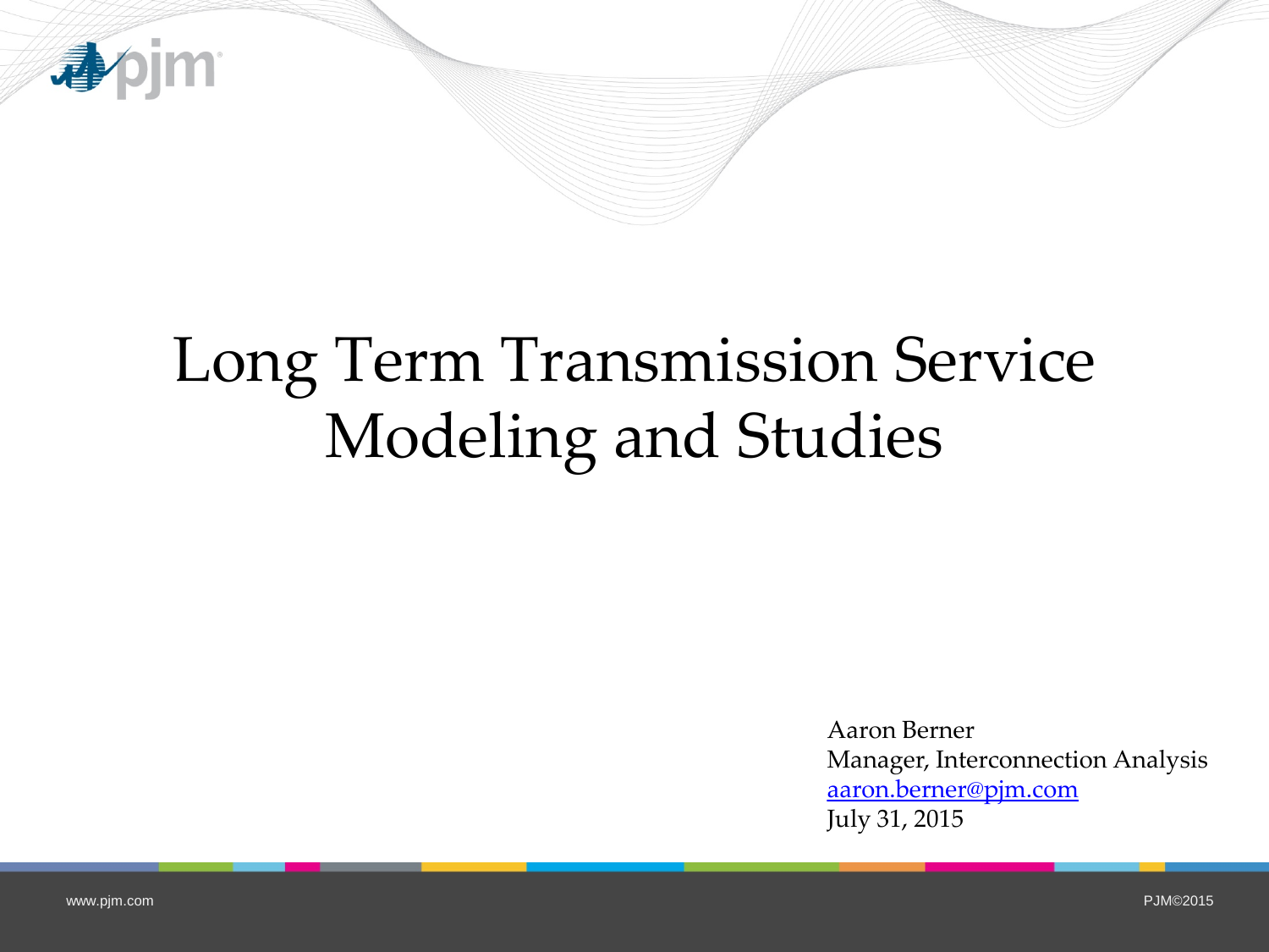# Long Term Transmission Service Modeling and Studies

Aaron Berner
Manager, Interconnection Analysis
aaron.berner@pjm.com
July 31, 2015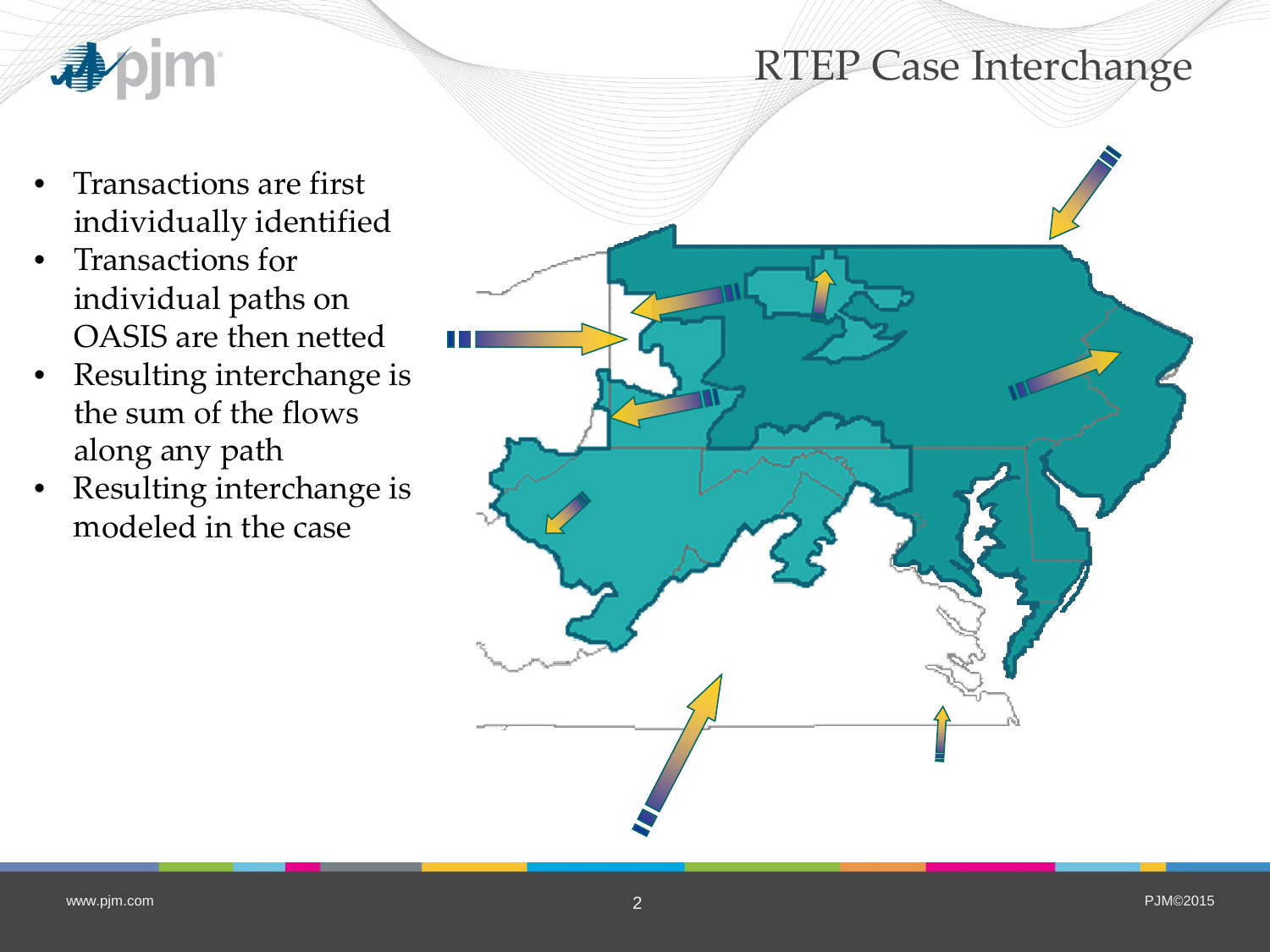# RTEP Case Interchange

- Transactions are first individually identified
- Transactions for individual paths on OASIS are then netted
- Resulting interchange is the sum of the flows along any path
- Resulting interchange is modeled in the case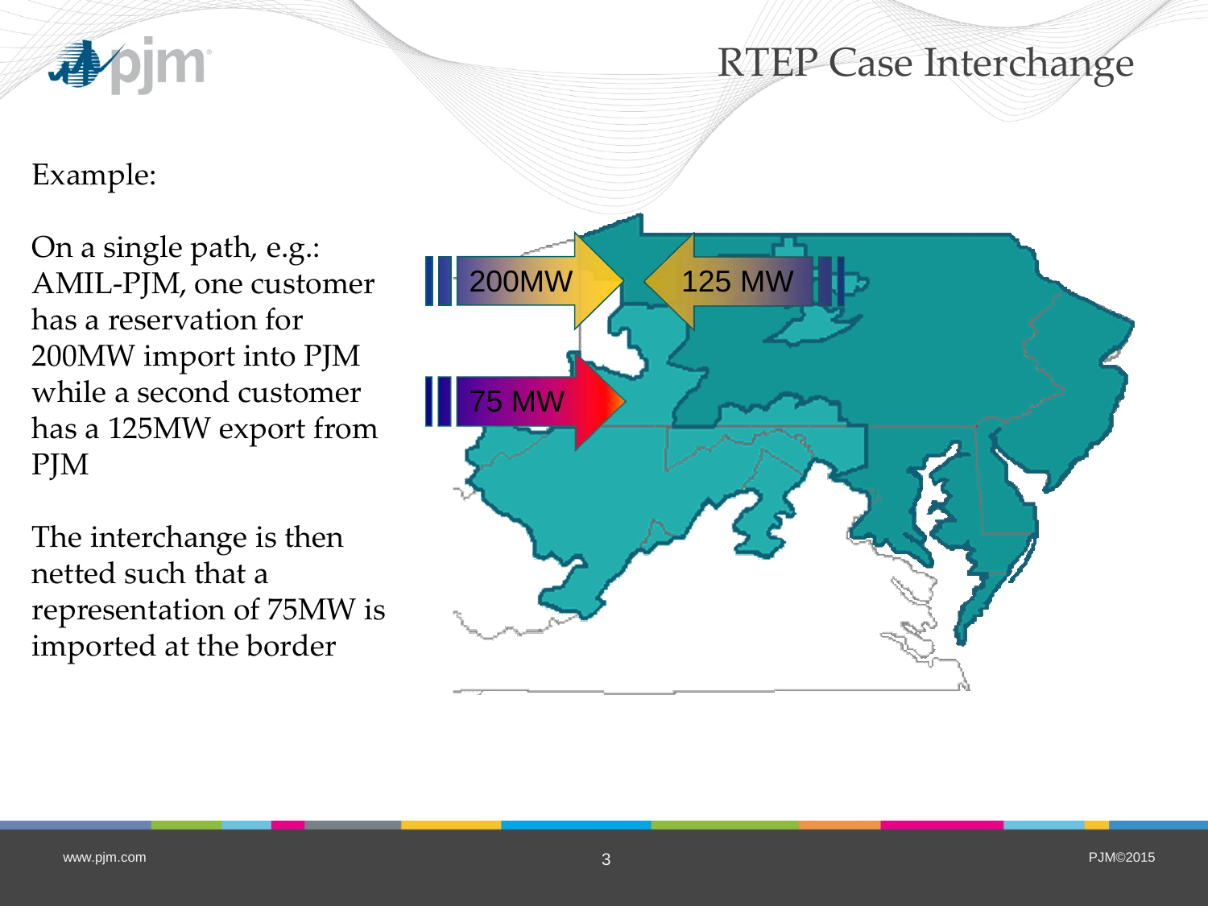# RTEP Case Interchange

Example:

On a single path, e.g.: AMIL-PJM, one customer has a reservation for 200MW import into PJM while a second customer has a 125MW export from PJM

The interchange is then netted such that a representation of 75MW is imported at the border

200MW

125 MW

75 MW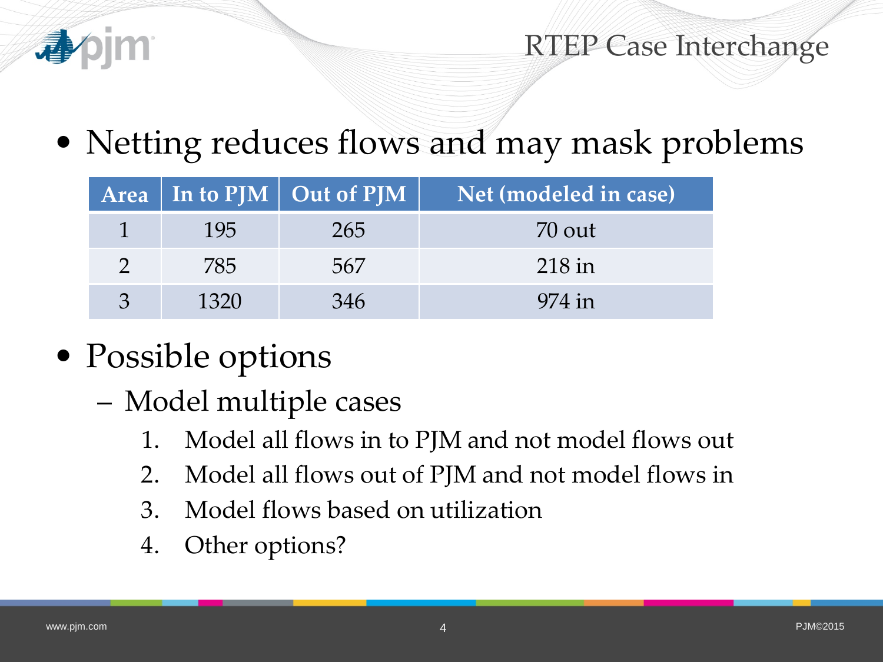## RTEP Case Interchange

- Netting reduces flows and may mask problems

| Area | In to PJM | Out of PJM | Net (modeled in case) |
|---|---|---|---|
| 1 | 195 | 265 | 70 out |
| 2 | 785 | 567 | 218 in |
| 3 | 1320 | 346 | 974 in |

- Possible options
  - Model multiple cases
    1. Model all flows in to PJM and not model flows out
    2. Model all flows out of PJM and not model flows in
    3. Model flows based on utilization
    4. Other options?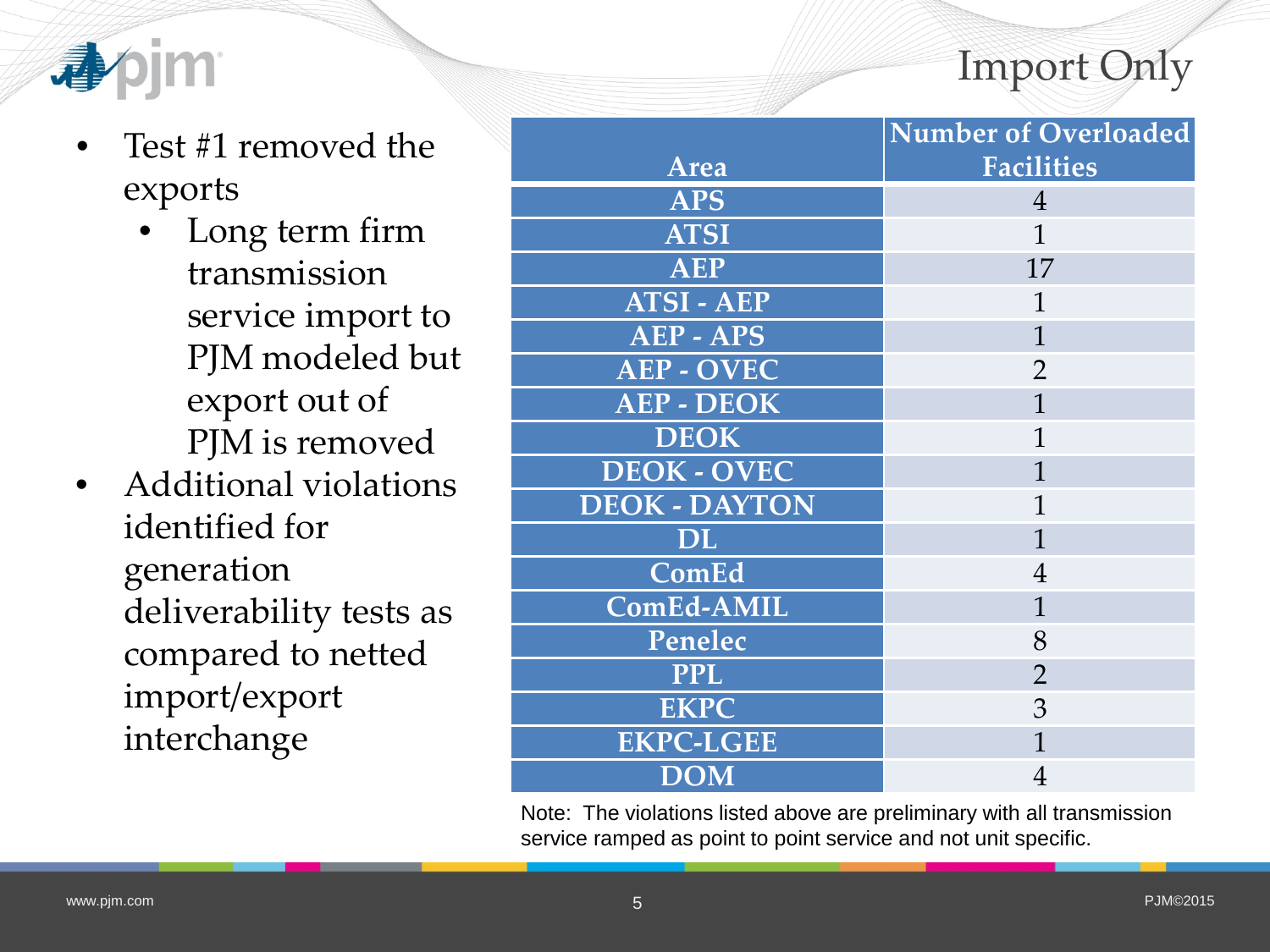# Import Only

- Test #1 removed the exports
  - Long term firm transmission service import to PJM modeled but export out of PJM is removed
- Additional violations identified for generation deliverability tests as compared to netted import/export interchange

| Area | Number of Overloaded Facilities |
|---|---|
| APS | 4 |
| ATSI | 1 |
| AEP | 17 |
| ATSI - AEP | 1 |
| AEP - APS | 1 |
| AEP - OVEC | 2 |
| AEP - DEOK | 1 |
| DEOK | 1 |
| DEOK - OVEC | 1 |
| DEOK - DAYTON | 1 |
| DL | 1 |
| ComEd | 4 |
| ComEd-AMIL | 1 |
| Penelec | 8 |
| PPL | 2 |
| EKPC | 3 |
| EKPC-LGEE | 1 |
| DOM | 4 |

Note: The violations listed above are preliminary with all transmission service ramped as point to point service and not unit specific.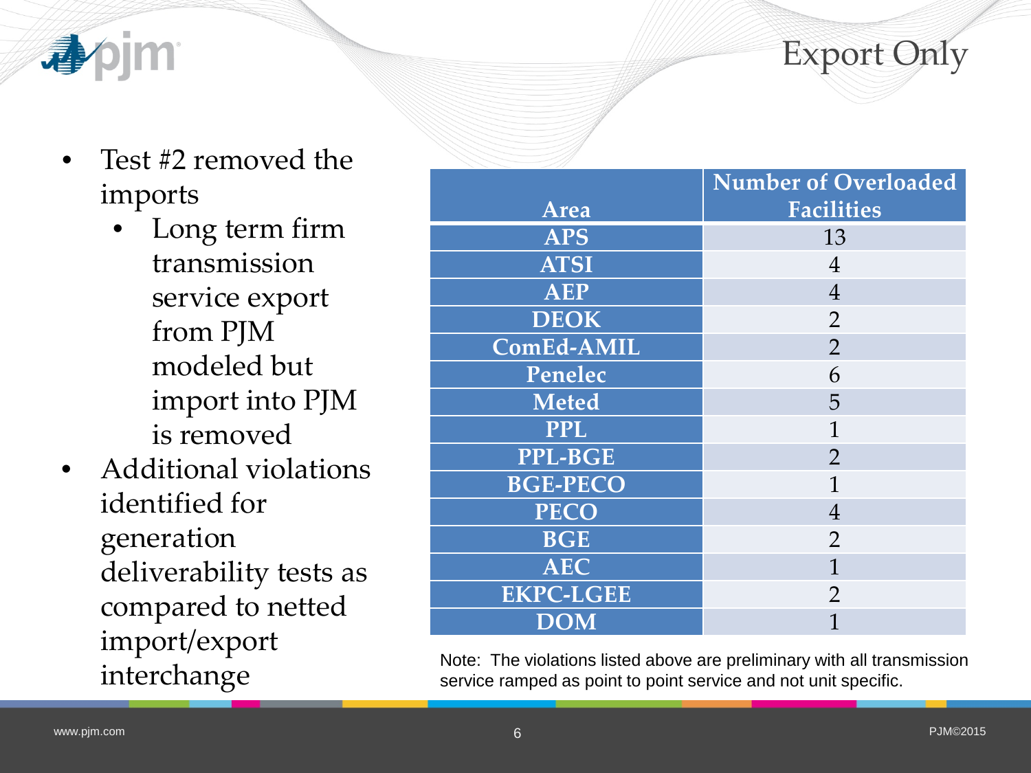# Export Only

- Test #2 removed the imports
  - Long term firm transmission service export from PJM modeled but import into PJM is removed
- Additional violations identified for generation deliverability tests as compared to netted import/export interchange

| Area | Number of Overloaded Facilities |
|---|---|
| APS | 13 |
| ATSI | 4 |
| AEP | 4 |
| DEOK | 2 |
| ComEd-AMIL | 2 |
| Penelec | 6 |
| Meted | 5 |
| PPL | 1 |
| PPL-BGE | 2 |
| BGE-PECO | 1 |
| PECO | 4 |
| BGE | 2 |
| AEC | 1 |
| EKPC-LGEE | 2 |
| DOM | 1 |

Note: The violations listed above are preliminary with all transmission service ramped as point to point service and not unit specific.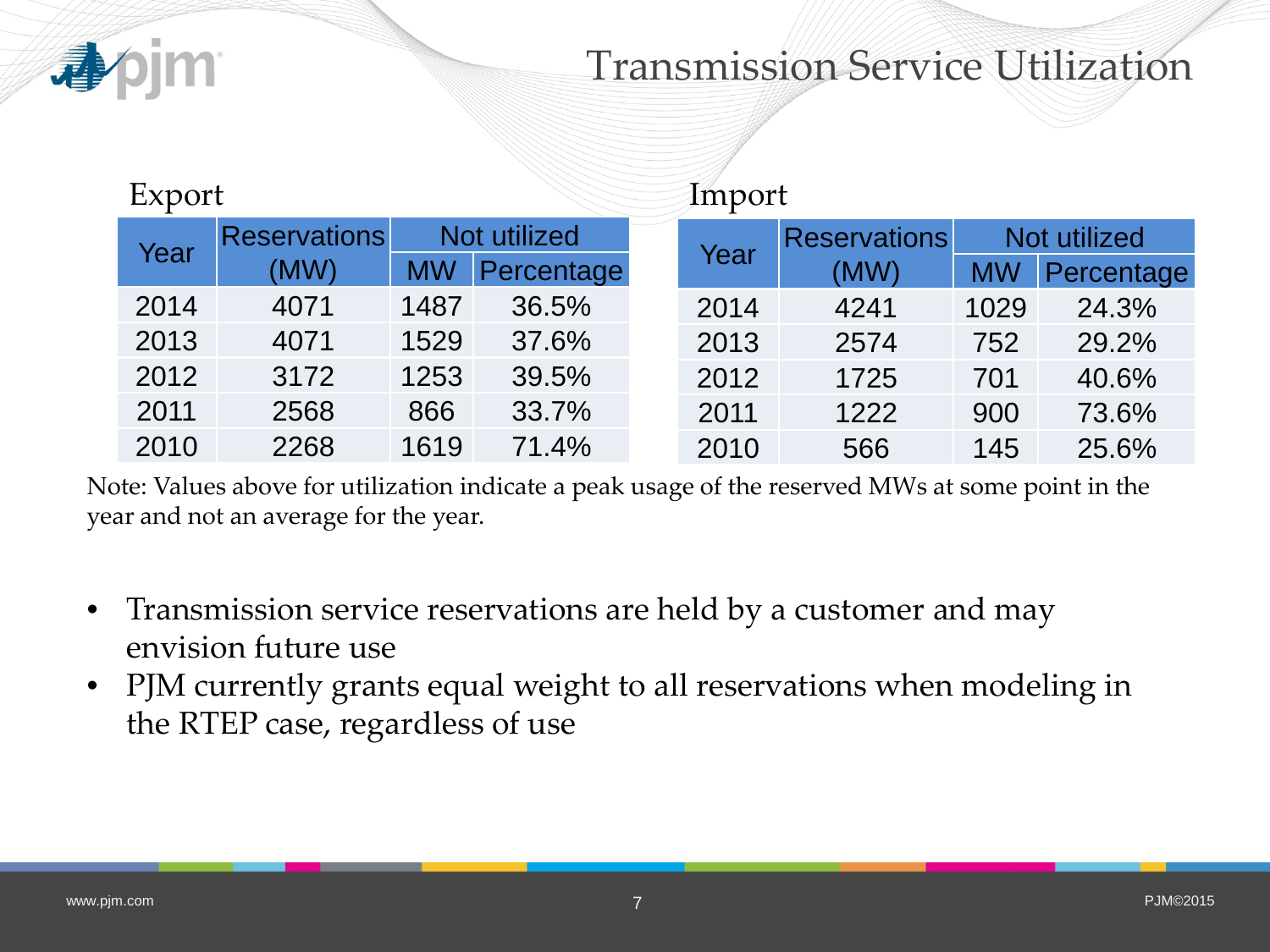# Transmission Service Utilization

### Export

| Year | Reservations (MW) | Not utilized | |
|---|---|---|---|
| | | MW | Percentage |
| 2014 | 4071 | 1487 | 36.5% |
| 2013 | 4071 | 1529 | 37.6% |
| 2012 | 3172 | 1253 | 39.5% |
| 2011 | 2568 | 866 | 33.7% |
| 2010 | 2268 | 1619 | 71.4% |

### Import

| Year | Reservations (MW) | Not utilized | |
|---|---|---|---|
| | | MW | Percentage |
| 2014 | 4241 | 1029 | 24.3% |
| 2013 | 2574 | 752 | 29.2% |
| 2012 | 1725 | 701 | 40.6% |
| 2011 | 1222 | 900 | 73.6% |
| 2010 | 566 | 145 | 25.6% |

Note: Values above for utilization indicate a peak usage of the reserved MWs at some point in the year and not an average for the year.

- Transmission service reservations are held by a customer and may envision future use
- PJM currently grants equal weight to all reservations when modeling in the RTEP case, regardless of use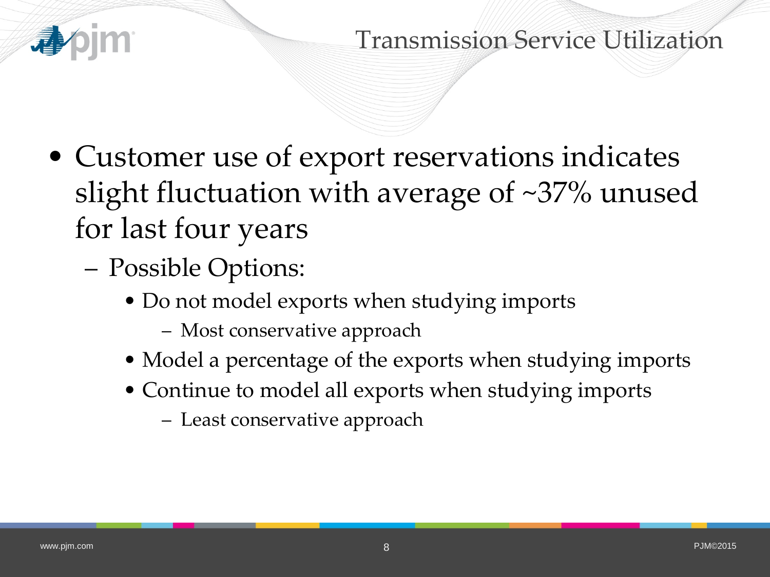# Transmission Service Utilization

- Customer use of export reservations indicates slight fluctuation with average of ~37% unused for last four years
  - Possible Options:
    - Do not model exports when studying imports
      - Most conservative approach
    - Model a percentage of the exports when studying imports
    - Continue to model all exports when studying imports
      - Least conservative approach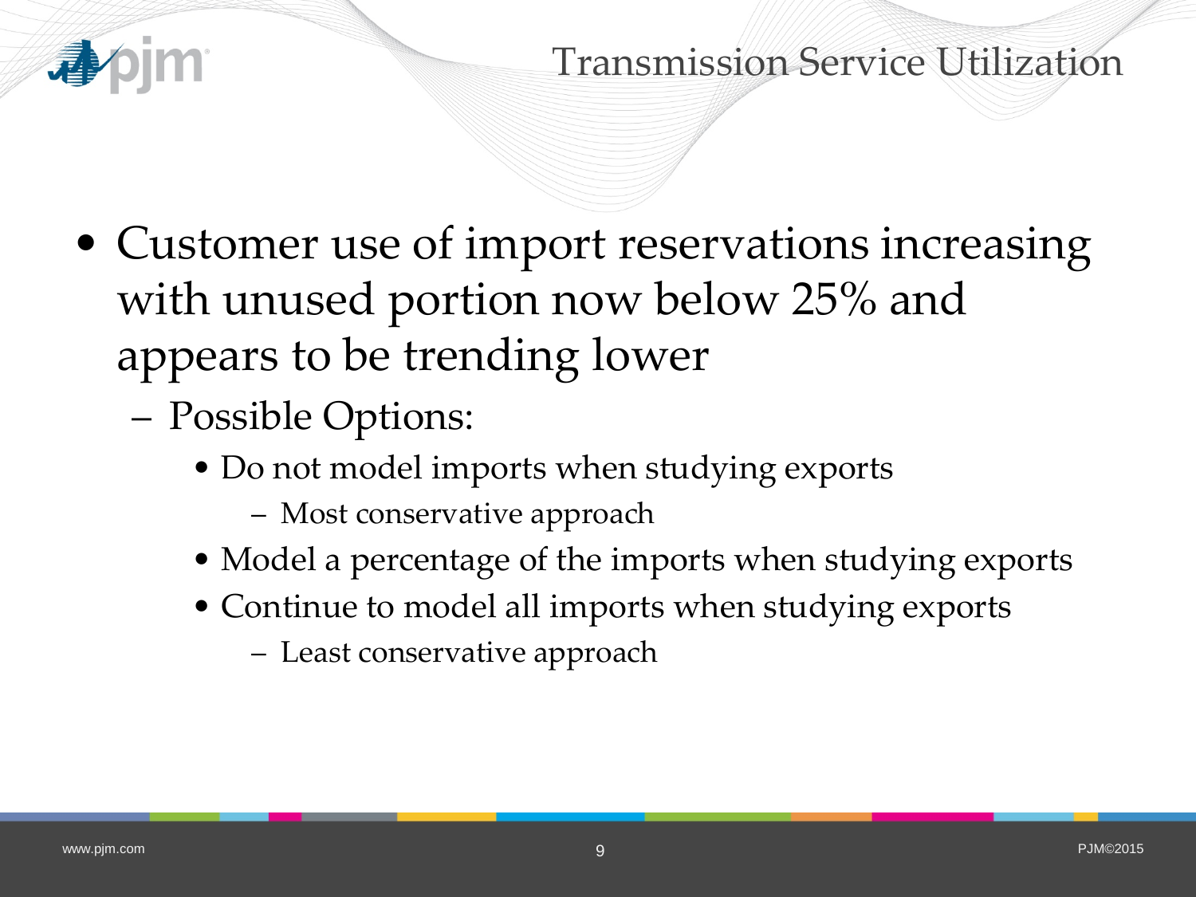# Transmission Service Utilization

- Customer use of import reservations increasing with unused portion now below 25% and appears to be trending lower
  - Possible Options:
    - Do not model imports when studying exports
      - Most conservative approach
    - Model a percentage of the imports when studying exports
    - Continue to model all imports when studying exports
      - Least conservative approach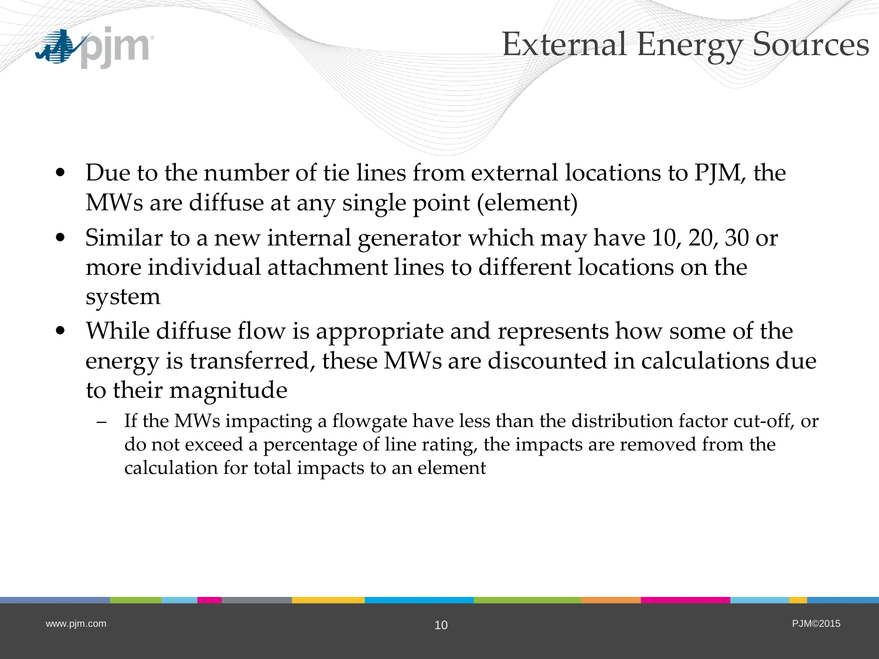# External Energy Sources

- Due to the number of tie lines from external locations to PJM, the MWs are diffuse at any single point (element)
- Similar to a new internal generator which may have 10, 20, 30 or more individual attachment lines to different locations on the system
- While diffuse flow is appropriate and represents how some of the energy is transferred, these MWs are discounted in calculations due to their magnitude
  - If the MWs impacting a flowgate have less than the distribution factor cut-off, or do not exceed a percentage of line rating, the impacts are removed from the calculation for total impacts to an element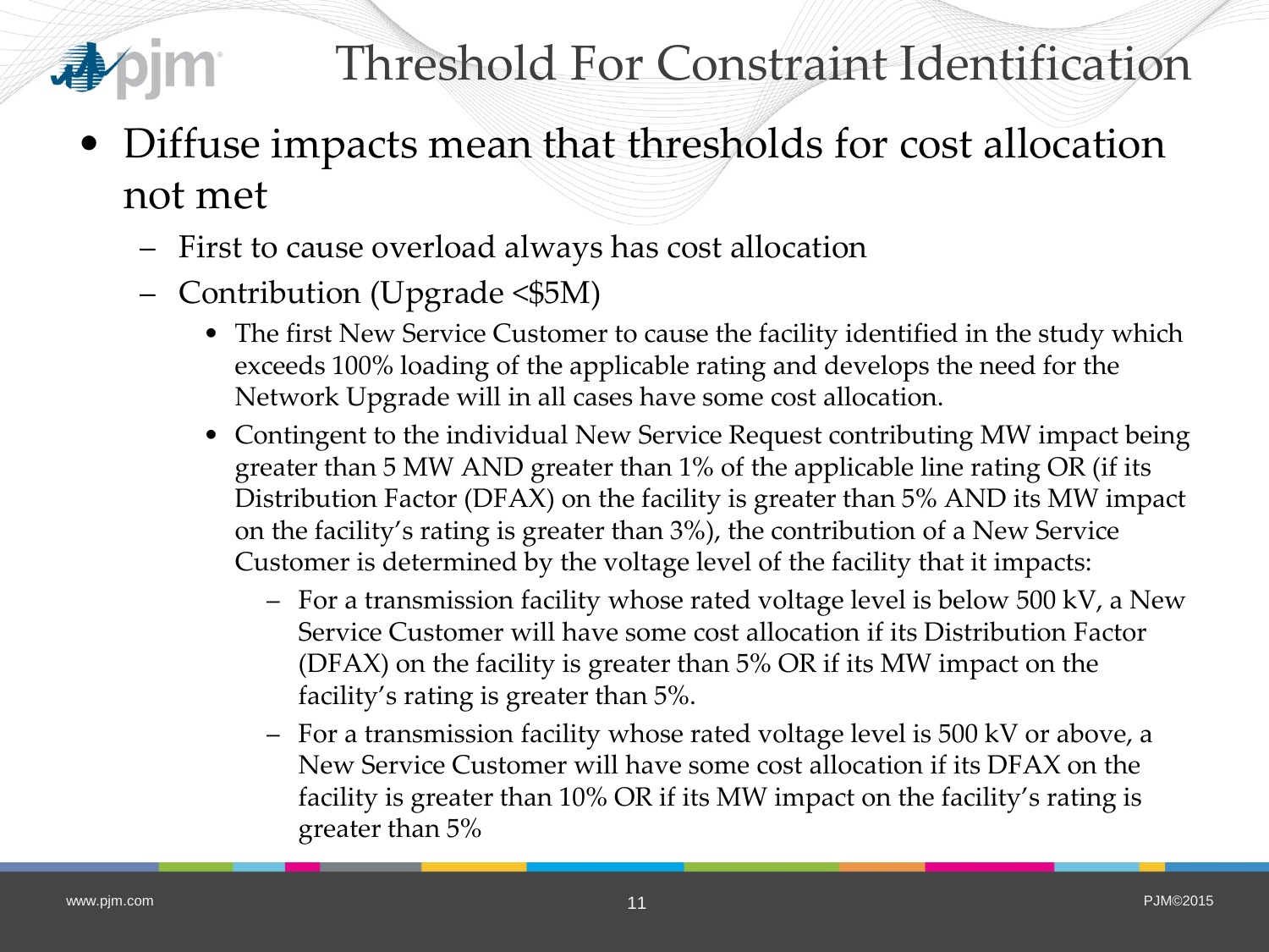# Threshold For Constraint Identification

- Diffuse impacts mean that thresholds for cost allocation not met
  - First to cause overload always has cost allocation
  - Contribution (Upgrade <$5M)
    - The first New Service Customer to cause the facility identified in the study which exceeds 100% loading of the applicable rating and develops the need for the Network Upgrade will in all cases have some cost allocation.
    - Contingent to the individual New Service Request contributing MW impact being greater than 5 MW AND greater than 1% of the applicable line rating OR (if its Distribution Factor (DFAX) on the facility is greater than 5% AND its MW impact on the facility's rating is greater than 3%), the contribution of a New Service Customer is determined by the voltage level of the facility that it impacts:
      - For a transmission facility whose rated voltage level is below 500 kV, a New Service Customer will have some cost allocation if its Distribution Factor (DFAX) on the facility is greater than 5% OR if its MW impact on the facility's rating is greater than 5%.
      - For a transmission facility whose rated voltage level is 500 kV or above, a New Service Customer will have some cost allocation if its DFAX on the facility is greater than 10% OR if its MW impact on the facility's rating is greater than 5%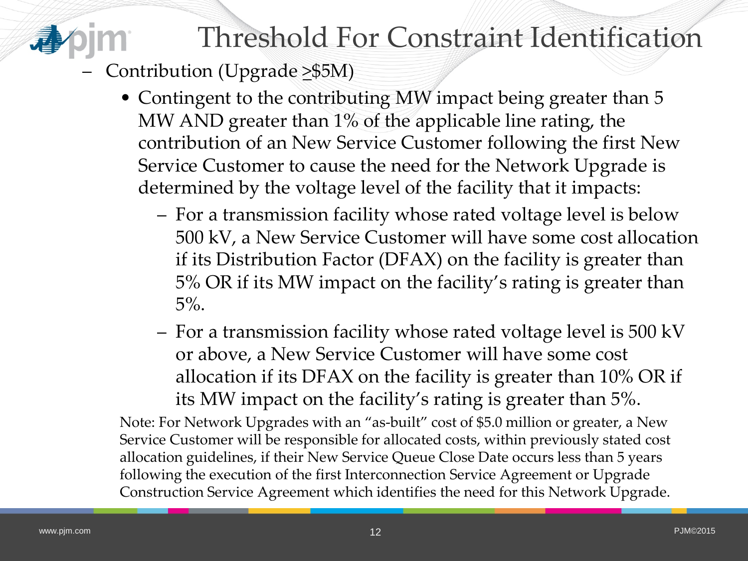# Threshold For Constraint Identification

- Contribution (Upgrade ≥$5M)
  - Contingent to the contributing MW impact being greater than 5 MW AND greater than 1% of the applicable line rating, the contribution of an New Service Customer following the first New Service Customer to cause the need for the Network Upgrade is determined by the voltage level of the facility that it impacts:
    - For a transmission facility whose rated voltage level is below 500 kV, a New Service Customer will have some cost allocation if its Distribution Factor (DFAX) on the facility is greater than 5% OR if its MW impact on the facility's rating is greater than 5%.
    - For a transmission facility whose rated voltage level is 500 kV or above, a New Service Customer will have some cost allocation if its DFAX on the facility is greater than 10% OR if its MW impact on the facility's rating is greater than 5%.

Note: For Network Upgrades with an "as-built" cost of $5.0 million or greater, a New Service Customer will be responsible for allocated costs, within previously stated cost allocation guidelines, if their New Service Queue Close Date occurs less than 5 years following the execution of the first Interconnection Service Agreement or Upgrade Construction Service Agreement which identifies the need for this Network Upgrade.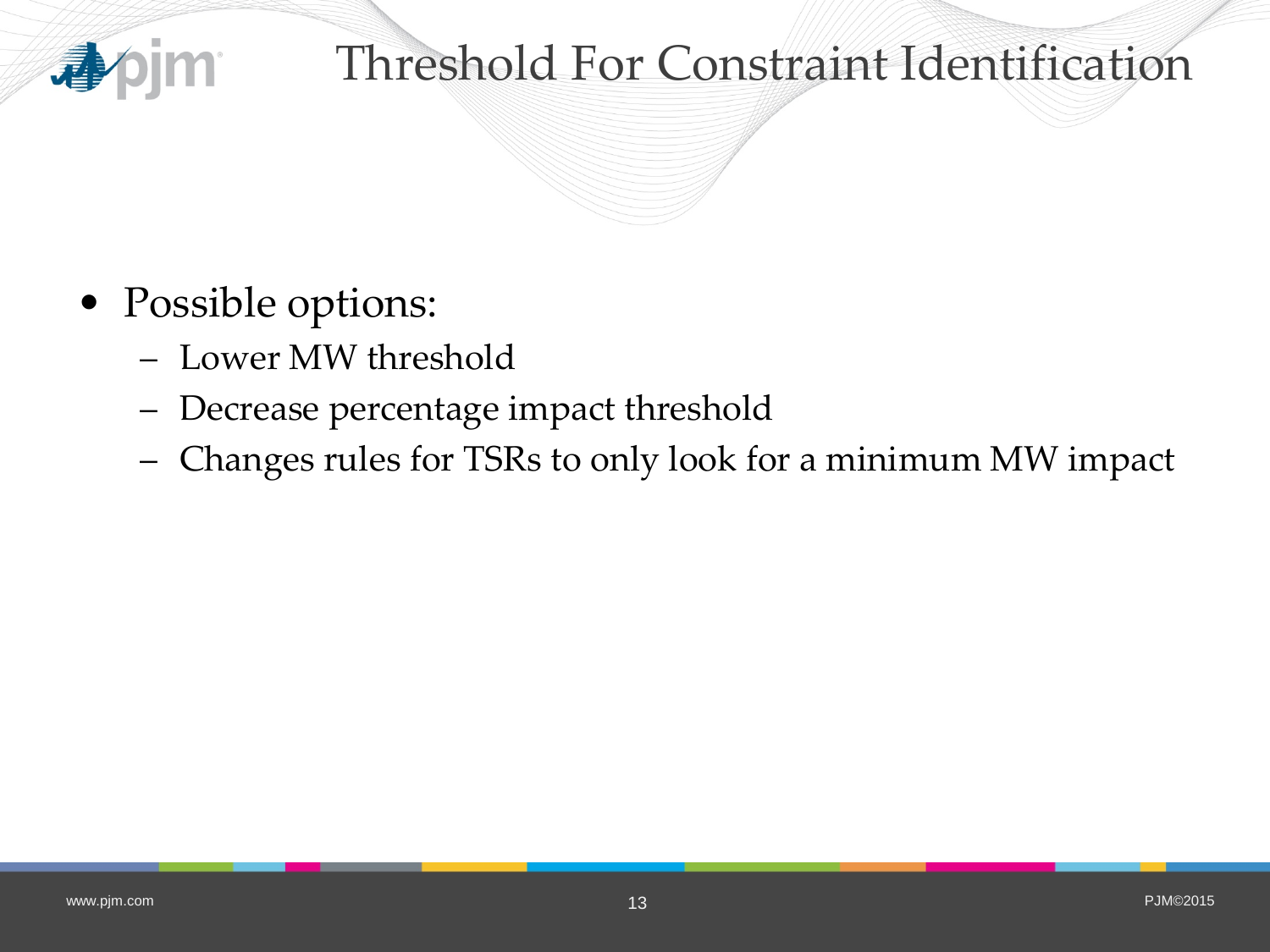# Threshold For Constraint Identification

- Possible options:
  - Lower MW threshold
  - Decrease percentage impact threshold
  - Changes rules for TSRs to only look for a minimum MW impact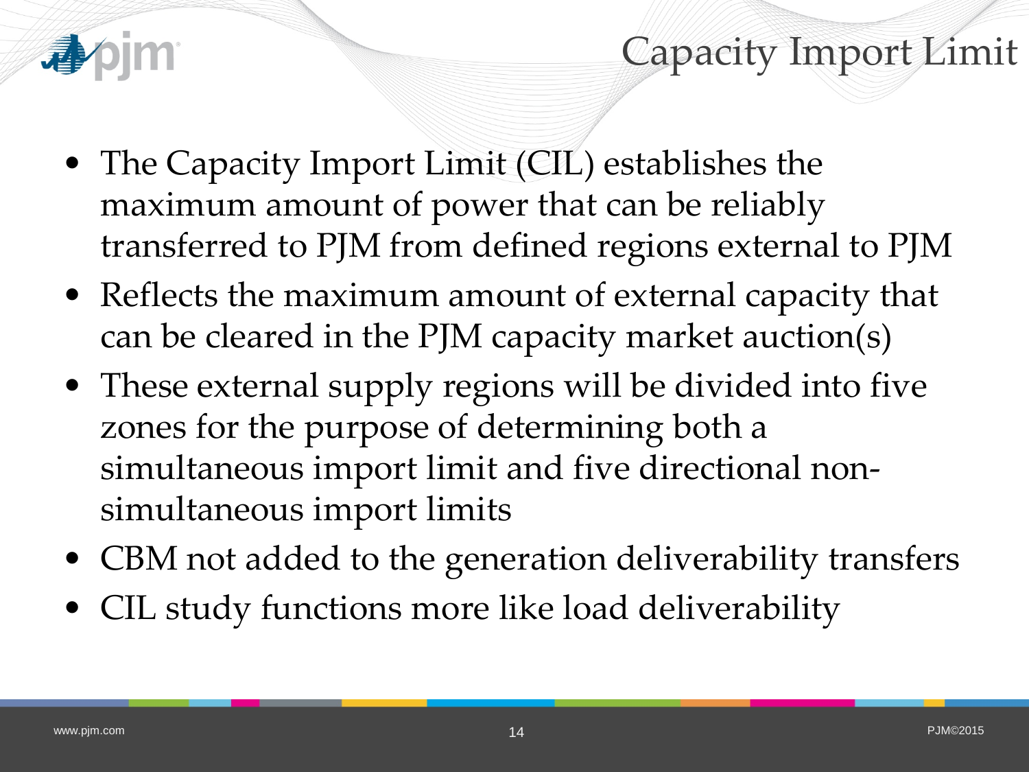# Capacity Import Limit

- The Capacity Import Limit (CIL) establishes the maximum amount of power that can be reliably transferred to PJM from defined regions external to PJM
- Reflects the maximum amount of external capacity that can be cleared in the PJM capacity market auction(s)
- These external supply regions will be divided into five zones for the purpose of determining both a simultaneous import limit and five directional non-simultaneous import limits
- CBM not added to the generation deliverability transfers
- CIL study functions more like load deliverability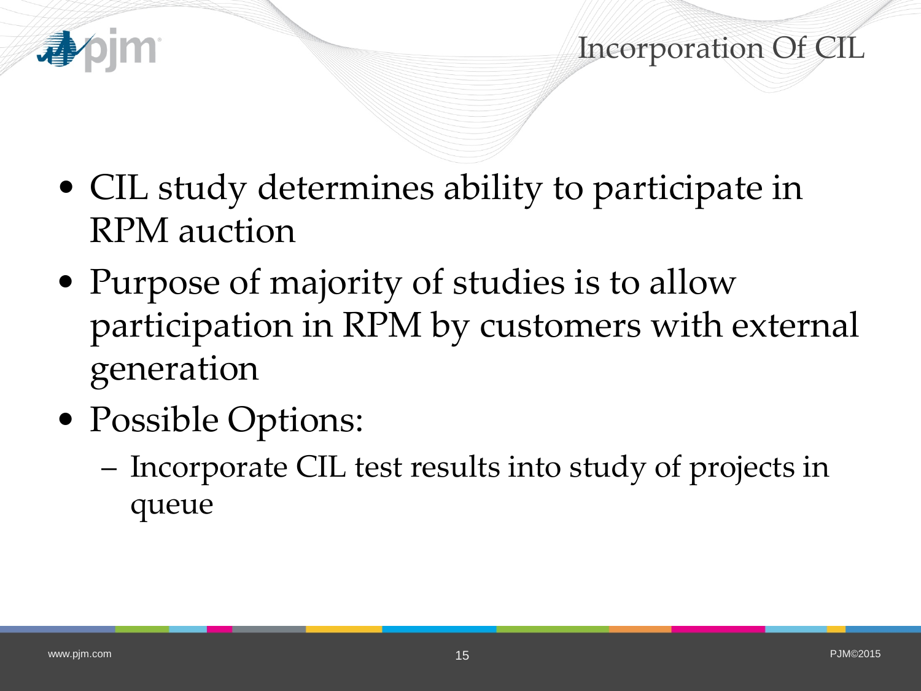# Incorporation Of CIL

- CIL study determines ability to participate in RPM auction
- Purpose of majority of studies is to allow participation in RPM by customers with external generation
- Possible Options:
  - Incorporate CIL test results into study of projects in queue